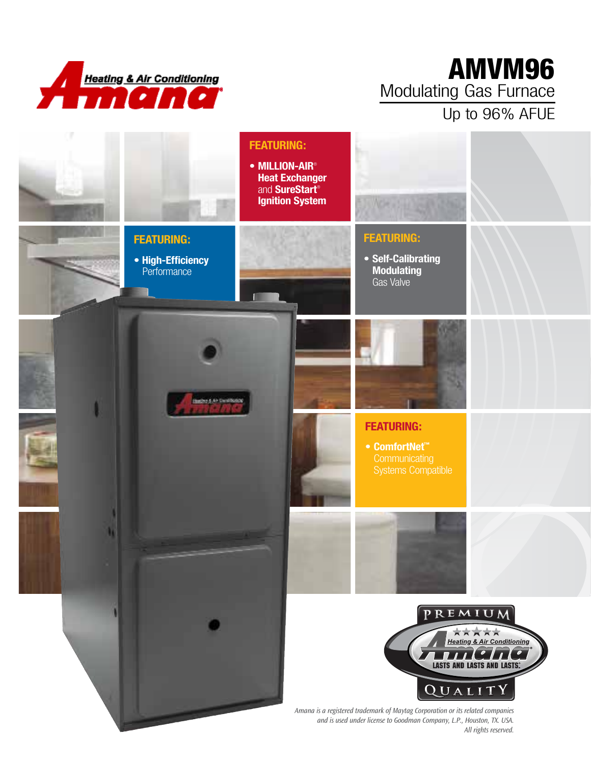Amana Heating & Air Conditioning

# AMVM96

## Modulating Gas Furnace

Up to 96% AFUE

**FEATURING:**

- **MILLION-AIR® Heat Exchanger** and **SureStart® Ignition System**

**FEATURING:**

- **High-Efficiency** Performance

**FEATURING:**

- **Self-Calibrating Modulating** Gas Valve

**FEATURING:**

- **ComfortNet™** Communicating Systems Compatible

PREMIUM Amana Heating & Air Conditioning LASTS AND LASTS AND LASTS.® QUALITY

*Amana is a registered trademark of Maytag Corporation or its related companies and is used under license to Goodman Company, L.P., Houston, TX. USA. All rights reserved.*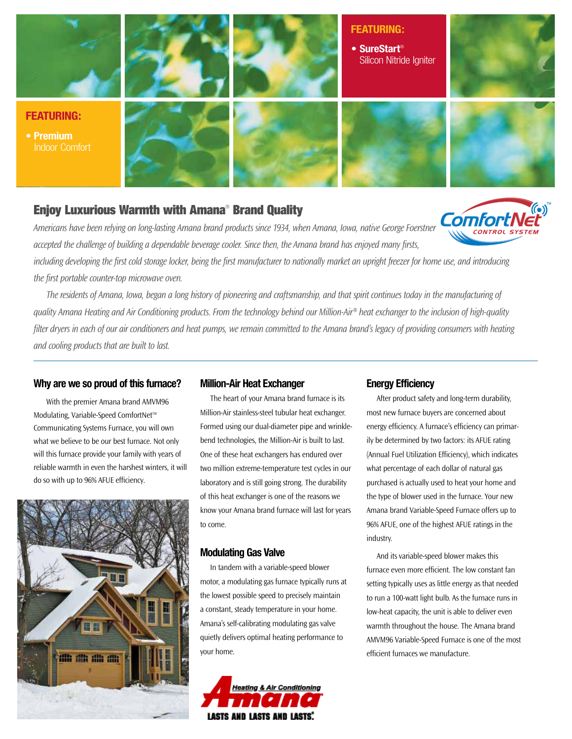**FEATURING:**

- **SureStart®** Silicon Nitride Igniter

**FEATURING:**

- **Premium** Indoor Comfort

## Enjoy Luxurious Warmth with Amana® Brand Quality

*Americans have been relying on long-lasting Amana brand products since 1934, when Amana, Iowa, native George Foerstner accepted the challenge of building a dependable beverage cooler. Since then, the Amana brand has enjoyed many firsts, including developing the first cold storage locker, being the first manufacturer to nationally market an upright freezer for home use, and introducing the first portable counter-top microwave oven.*

*The residents of Amana, Iowa, began a long history of pioneering and craftsmanship, and that spirit continues today in the manufacturing of quality Amana Heating and Air Conditioning products. From the technology behind our Million-Air® heat exchanger to the inclusion of high-quality filter dryers in each of our air conditioners and heat pumps, we remain committed to the Amana brand's legacy of providing consumers with heating and cooling products that are built to last.*

ComfortNet™ CONTROL SYSTEM

### Why are we so proud of this furnace?

With the premier Amana brand AMVM96 Modulating, Variable-Speed ComfortNet™ Communicating Systems Furnace, you will own what we believe to be our best furnace. Not only will this furnace provide your family with years of reliable warmth in even the harshest winters, it will do so with up to 96% AFUE efficiency.

### Million-Air Heat Exchanger

The heart of your Amana brand furnace is its Million-Air stainless-steel tubular heat exchanger. Formed using our dual-diameter pipe and wrinkle-bend technologies, the Million-Air is built to last. One of these heat exchangers has endured over two million extreme-temperature test cycles in our laboratory and is still going strong. The durability of this heat exchanger is one of the reasons we know your Amana brand furnace will last for years to come.

### Modulating Gas Valve

In tandem with a variable-speed blower motor, a modulating gas furnace typically runs at the lowest possible speed to precisely maintain a constant, steady temperature in your home. Amana's self-calibrating modulating gas valve quietly delivers optimal heating performance to your home.

Heating & Air Conditioning **Amana** LASTS AND LASTS AND LASTS.®

### Energy Efficiency

After product safety and long-term durability, most new furnace buyers are concerned about energy efficiency. A furnace's efficiency can primarily be determined by two factors: its AFUE rating (Annual Fuel Utilization Efficiency), which indicates what percentage of each dollar of natural gas purchased is actually used to heat your home and the type of blower used in the furnace. Your new Amana brand Variable-Speed Furnace offers up to 96% AFUE, one of the highest AFUE ratings in the industry.

And its variable-speed blower makes this furnace even more efficient. The low constant fan setting typically uses as little energy as that needed to run a 100-watt light bulb. As the furnace runs in low-heat capacity, the unit is able to deliver even warmth throughout the house. The Amana brand AMVM96 Variable-Speed Furnace is one of the most efficient furnaces we manufacture.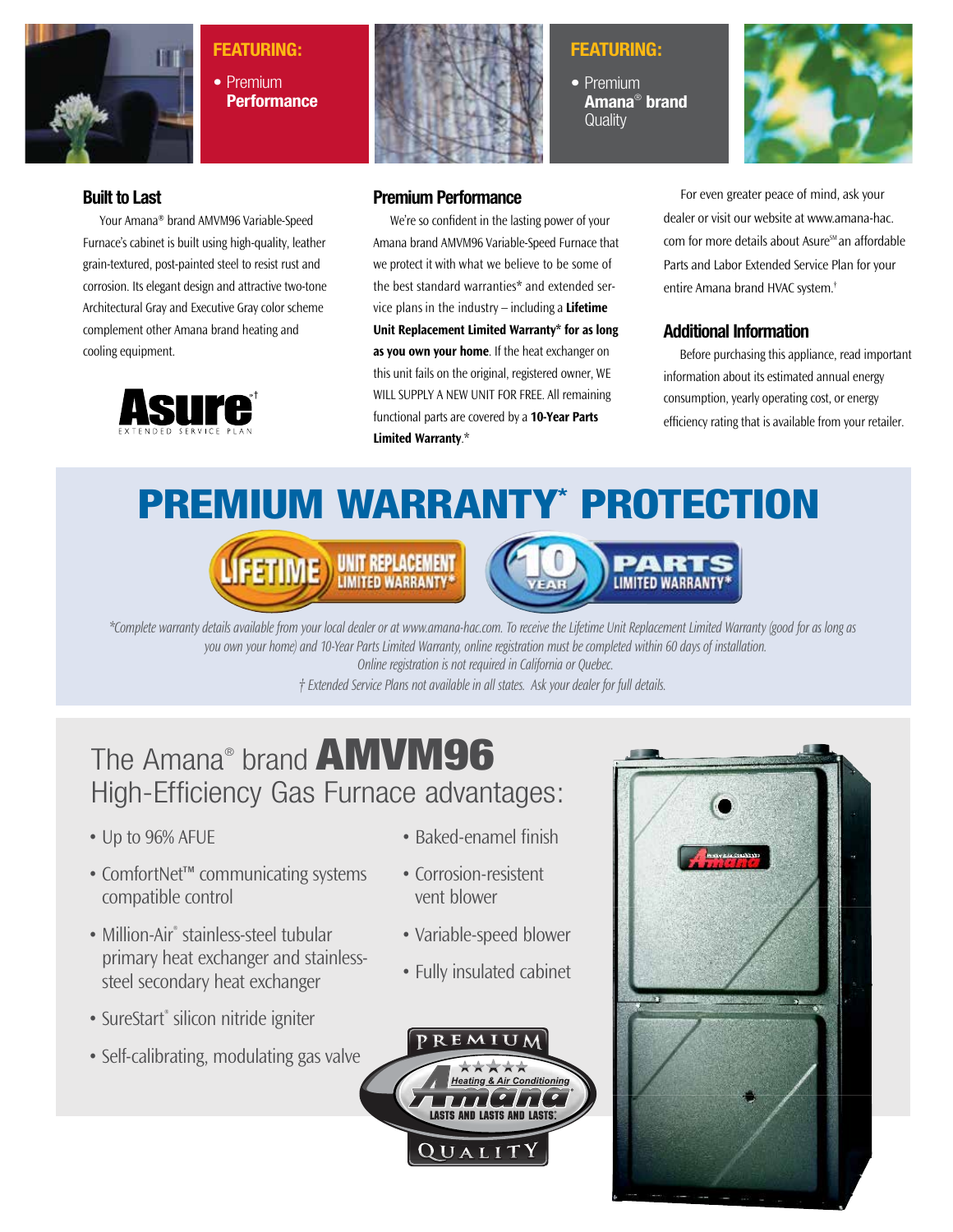**FEATURING:**

- Premium **Performance**

**FEATURING:**

- Premium **Amana® brand** Quality

### Built to Last

Your Amana® brand AMVM96 Variable-Speed Furnace's cabinet is built using high-quality, leather grain-textured, post-painted steel to resist rust and corrosion. Its elegant design and attractive two-tone Architectural Gray and Executive Gray color scheme complement other Amana brand heating and cooling equipment.

Asure®† EXTENDED SERVICE PLAN

### Premium Performance

We're so confident in the lasting power of your Amana brand AMVM96 Variable-Speed Furnace that we protect it with what we believe to be some of the best standard warranties* and extended service plans in the industry – including a **Lifetime Unit Replacement Limited Warranty* for as long as you own your home**. If the heat exchanger on this unit fails on the original, registered owner, WE WILL SUPPLY A NEW UNIT FOR FREE. All remaining functional parts are covered by a **10-Year Parts Limited Warranty**.*

For even greater peace of mind, ask your dealer or visit our website at www.amana-hac.com for more details about Asure℠ an affordable Parts and Labor Extended Service Plan for your entire Amana brand HVAC system.†

### Additional Information

Before purchasing this appliance, read important information about its estimated annual energy consumption, yearly operating cost, or energy efficiency rating that is available from your retailer.

## PREMIUM WARRANTY* PROTECTION

LIFETIME UNIT REPLACEMENT LIMITED WARRANTY*

10 YEAR PARTS LIMITED WARRANTY*

*\*Complete warranty details available from your local dealer or at www.amana-hac.com. To receive the Lifetime Unit Replacement Limited Warranty (good for as long as you own your home) and 10-Year Parts Limited Warranty, online registration must be completed within 60 days of installation. Online registration is not required in California or Quebec.*

*† Extended Service Plans not available in all states. Ask your dealer for full details.*

## The Amana® brand AMVM96 High-Efficiency Gas Furnace advantages:

- Up to 96% AFUE
- ComfortNet™ communicating systems compatible control
- Million-Air® stainless-steel tubular primary heat exchanger and stainless-steel secondary heat exchanger
- SureStart® silicon nitride igniter
- Self-calibrating, modulating gas valve
- Baked-enamel finish
- Corrosion-resistent vent blower
- Variable-speed blower
- Fully insulated cabinet

PREMIUM Heating & Air Conditioning Amana LASTS AND LASTS AND LASTS. QUALITY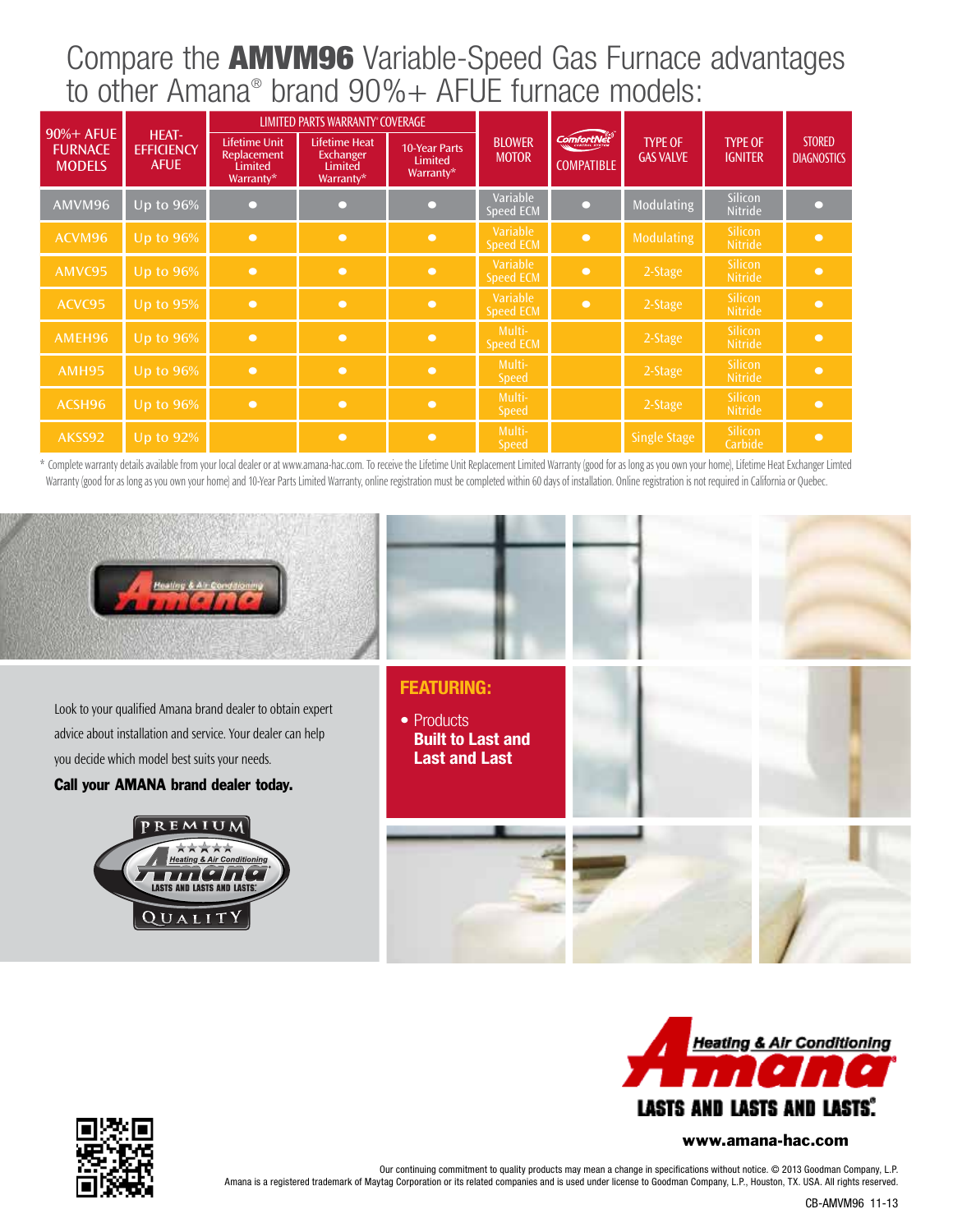# Compare the **AMVM96** Variable-Speed Gas Furnace advantages to other Amana® brand 90%+ AFUE furnace models:

| 90%+ AFUE FURNACE MODELS | HEAT-EFFICIENCY AFUE | LIMITED PARTS WARRANTY* COVERAGE | | | BLOWER MOTOR | ComfortNet COMPATIBLE | TYPE OF GAS VALVE | TYPE OF IGNITER | STORED DIAGNOSTICS |
|---|---|---|---|---|---|---|---|---|---|
| | | Lifetime Unit Replacement Limited Warranty* | Lifetime Heat Exchanger Limited Warranty* | 10-Year Parts Limited Warranty* | | | | | |
| AMVM96 | Up to 96% | ● | ● | ● | Variable Speed ECM | ● | Modulating | Silicon Nitride | ● |
| ACVM96 | Up to 96% | ● | ● | ● | Variable Speed ECM | ● | Modulating | Silicon Nitride | ● |
| AMVC95 | Up to 96% | ● | ● | ● | Variable Speed ECM | ● | 2-Stage | Silicon Nitride | ● |
| ACVC95 | Up to 95% | ● | ● | ● | Variable Speed ECM | ● | 2-Stage | Silicon Nitride | ● |
| AMEH96 | Up to 96% | ● | ● | ● | Multi-Speed ECM | | 2-Stage | Silicon Nitride | ● |
| AMH95 | Up to 96% | ● | ● | ● | Multi-Speed | | 2-Stage | Silicon Nitride | ● |
| ACSH96 | Up to 96% | ● | ● | ● | Multi-Speed | | 2-Stage | Silicon Nitride | ● |
| AKSS92 | Up to 92% | | ● | ● | Multi-Speed | | Single Stage | Silicon Carbide | ● |

\* Complete warranty details available from your local dealer or at www.amana-hac.com. To receive the Lifetime Unit Replacement Limited Warranty (good for as long as you own your home), Lifetime Heat Exchanger Limited Warranty (good for as long as you own your home) and 10-Year Parts Limited Warranty, online registration must be completed within 60 days of installation. Online registration is not required in California or Quebec.

Look to your qualified Amana brand dealer to obtain expert advice about installation and service. Your dealer can help you decide which model best suits your needs.

**Call your AMANA brand dealer today.**

PREMIUM Amana Heating & Air Conditioning LASTS AND LASTS AND LASTS. QUALITY

**FEATURING:**

- Products **Built to Last and Last and Last**

Amana Heating & Air Conditioning

LASTS AND LASTS AND LASTS.

**www.amana-hac.com**

Our continuing commitment to quality products may mean a change in specifications without notice. © 2013 Goodman Company, L.P. Amana is a registered trademark of Maytag Corporation or its related companies and is used under license to Goodman Company, L.P., Houston, TX. USA. All rights reserved.

CB-AMVM96 11-13